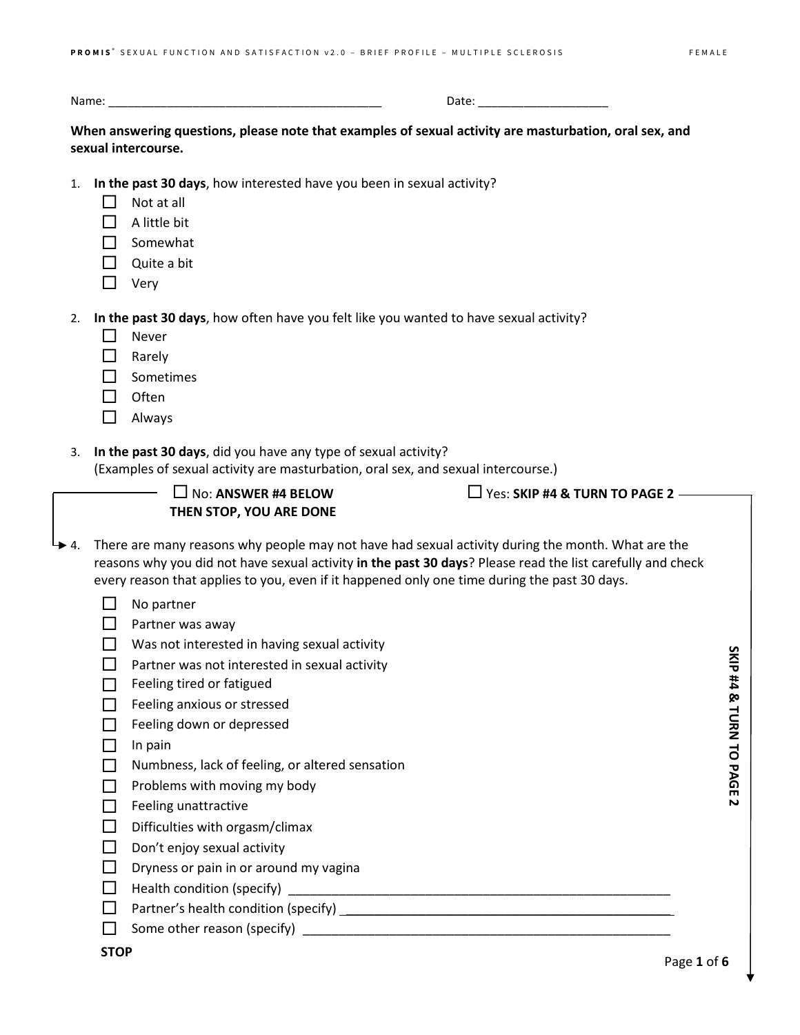Name: __________________________________________ Date: ____________________

**When answering questions, please note that examples of sexual activity are masturbation, oral sex, and sexual intercourse.**

1. **In the past 30 days**, how interested have you been in sexual activity?
   - ☐ Not at all
   - ☐ A little bit
   - ☐ Somewhat
   - ☐ Quite a bit
   - ☐ Very

2. **In the past 30 days**, how often have you felt like you wanted to have sexual activity?
   - ☐ Never
   - ☐ Rarely
   - ☐ Sometimes
   - ☐ Often
   - ☐ Always

3. **In the past 30 days**, did you have any type of sexual activity?
   (Examples of sexual activity are masturbation, oral sex, and sexual intercourse.)

   ☐ No: **ANSWER #4 BELOW THEN STOP, YOU ARE DONE**  ☐ Yes: **SKIP #4 & TURN TO PAGE 2**

4. There are many reasons why people may not have had sexual activity during the month. What are the reasons why you did not have sexual activity **in the past 30 days**? Please read the list carefully and check every reason that applies to you, even if it happened only one time during the past 30 days.
   - ☐ No partner
   - ☐ Partner was away
   - ☐ Was not interested in having sexual activity
   - ☐ Partner was not interested in sexual activity
   - ☐ Feeling tired or fatigued
   - ☐ Feeling anxious or stressed
   - ☐ Feeling down or depressed
   - ☐ In pain
   - ☐ Numbness, lack of feeling, or altered sensation
   - ☐ Problems with moving my body
   - ☐ Feeling unattractive
   - ☐ Difficulties with orgasm/climax
   - ☐ Don't enjoy sexual activity
   - ☐ Dryness or pain in or around my vagina
   - ☐ Health condition (specify) ______________________________________________________
   - ☐ Partner's health condition (specify) ______________________________________________
   - ☐ Some other reason (specify) ____________________________________________________

   **STOP**

**SKIP #4 & TURN TO PAGE 2**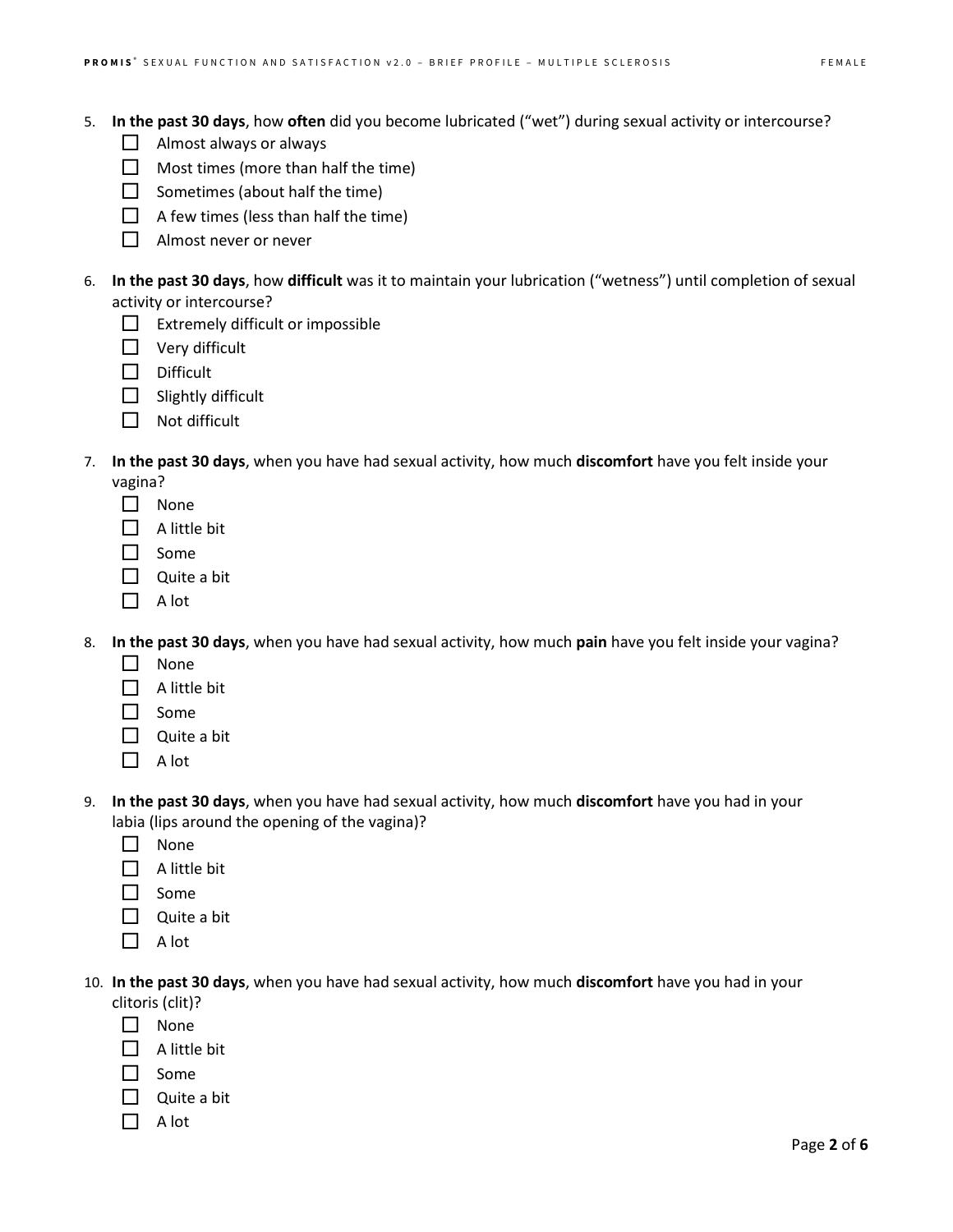5. **In the past 30 days**, how **often** did you become lubricated ("wet") during sexual activity or intercourse?
   - ☐ Almost always or always
   - ☐ Most times (more than half the time)
   - ☐ Sometimes (about half the time)
   - ☐ A few times (less than half the time)
   - ☐ Almost never or never

6. **In the past 30 days**, how **difficult** was it to maintain your lubrication ("wetness") until completion of sexual activity or intercourse?
   - ☐ Extremely difficult or impossible
   - ☐ Very difficult
   - ☐ Difficult
   - ☐ Slightly difficult
   - ☐ Not difficult

7. **In the past 30 days**, when you have had sexual activity, how much **discomfort** have you felt inside your vagina?
   - ☐ None
   - ☐ A little bit
   - ☐ Some
   - ☐ Quite a bit
   - ☐ A lot

8. **In the past 30 days**, when you have had sexual activity, how much **pain** have you felt inside your vagina?
   - ☐ None
   - ☐ A little bit
   - ☐ Some
   - ☐ Quite a bit
   - ☐ A lot

9. **In the past 30 days**, when you have had sexual activity, how much **discomfort** have you had in your labia (lips around the opening of the vagina)?
   - ☐ None
   - ☐ A little bit
   - ☐ Some
   - ☐ Quite a bit
   - ☐ A lot

10. **In the past 30 days**, when you have had sexual activity, how much **discomfort** have you had in your clitoris (clit)?
    - ☐ None
    - ☐ A little bit
    - ☐ Some
    - ☐ Quite a bit
    - ☐ A lot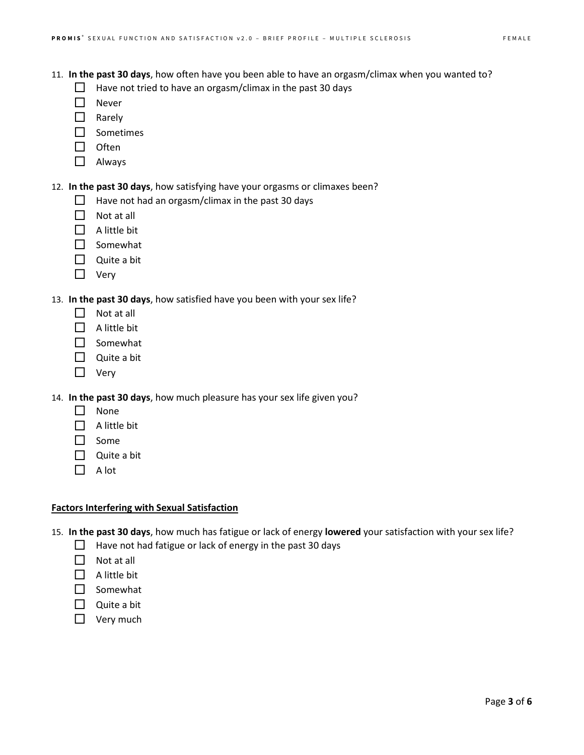11. **In the past 30 days**, how often have you been able to have an orgasm/climax when you wanted to?
    - ☐ Have not tried to have an orgasm/climax in the past 30 days
    - ☐ Never
    - ☐ Rarely
    - ☐ Sometimes
    - ☐ Often
    - ☐ Always

12. **In the past 30 days**, how satisfying have your orgasms or climaxes been?
    - ☐ Have not had an orgasm/climax in the past 30 days
    - ☐ Not at all
    - ☐ A little bit
    - ☐ Somewhat
    - ☐ Quite a bit
    - ☐ Very

13. **In the past 30 days**, how satisfied have you been with your sex life?
    - ☐ Not at all
    - ☐ A little bit
    - ☐ Somewhat
    - ☐ Quite a bit
    - ☐ Very

14. **In the past 30 days**, how much pleasure has your sex life given you?
    - ☐ None
    - ☐ A little bit
    - ☐ Some
    - ☐ Quite a bit
    - ☐ A lot

**Factors Interfering with Sexual Satisfaction**

15. **In the past 30 days**, how much has fatigue or lack of energy **lowered** your satisfaction with your sex life?
    - ☐ Have not had fatigue or lack of energy in the past 30 days
    - ☐ Not at all
    - ☐ A little bit
    - ☐ Somewhat
    - ☐ Quite a bit
    - ☐ Very much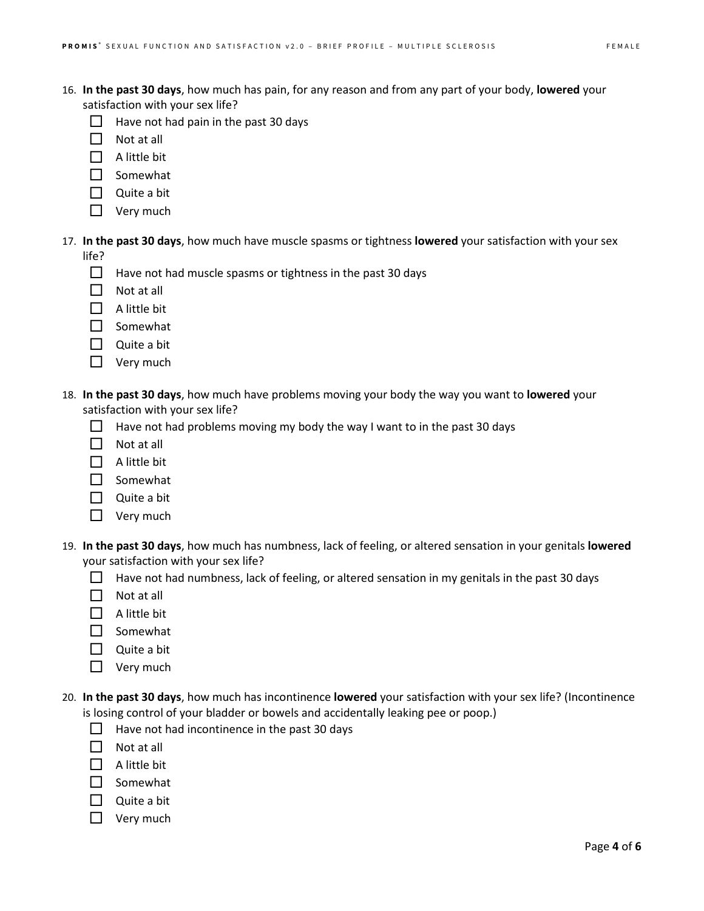16. **In the past 30 days**, how much has pain, for any reason and from any part of your body, **lowered** your satisfaction with your sex life?
    - ☐ Have not had pain in the past 30 days
    - ☐ Not at all
    - ☐ A little bit
    - ☐ Somewhat
    - ☐ Quite a bit
    - ☐ Very much

17. **In the past 30 days**, how much have muscle spasms or tightness **lowered** your satisfaction with your sex life?
    - ☐ Have not had muscle spasms or tightness in the past 30 days
    - ☐ Not at all
    - ☐ A little bit
    - ☐ Somewhat
    - ☐ Quite a bit
    - ☐ Very much

18. **In the past 30 days**, how much have problems moving your body the way you want to **lowered** your satisfaction with your sex life?
    - ☐ Have not had problems moving my body the way I want to in the past 30 days
    - ☐ Not at all
    - ☐ A little bit
    - ☐ Somewhat
    - ☐ Quite a bit
    - ☐ Very much

19. **In the past 30 days**, how much has numbness, lack of feeling, or altered sensation in your genitals **lowered** your satisfaction with your sex life?
    - ☐ Have not had numbness, lack of feeling, or altered sensation in my genitals in the past 30 days
    - ☐ Not at all
    - ☐ A little bit
    - ☐ Somewhat
    - ☐ Quite a bit
    - ☐ Very much

20. **In the past 30 days**, how much has incontinence **lowered** your satisfaction with your sex life? (Incontinence is losing control of your bladder or bowels and accidentally leaking pee or poop.)
    - ☐ Have not had incontinence in the past 30 days
    - ☐ Not at all
    - ☐ A little bit
    - ☐ Somewhat
    - ☐ Quite a bit
    - ☐ Very much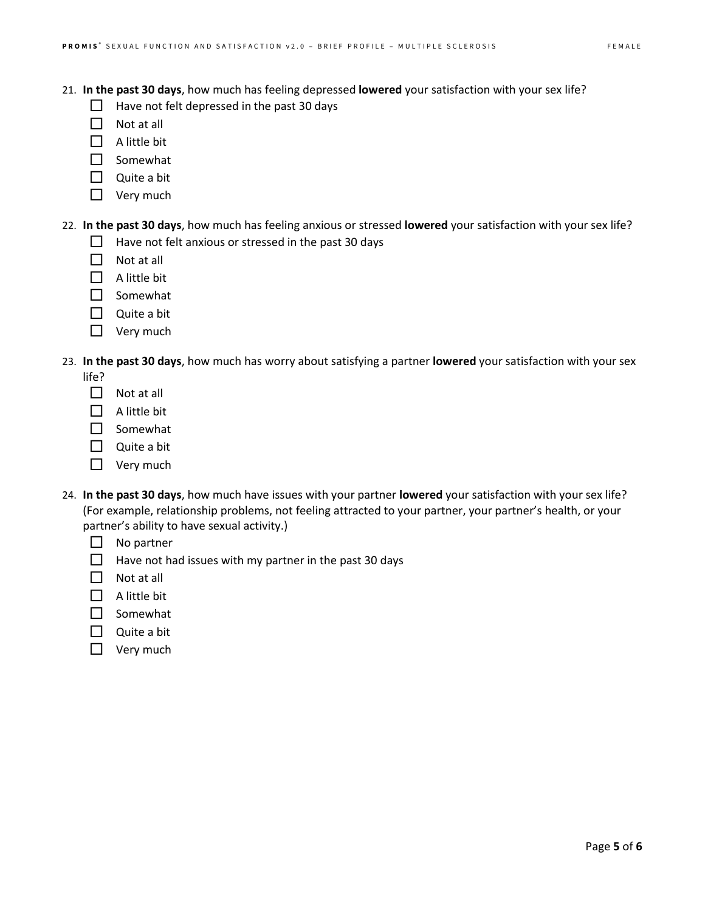21. **In the past 30 days**, how much has feeling depressed **lowered** your satisfaction with your sex life?
    - ☐ Have not felt depressed in the past 30 days
    - ☐ Not at all
    - ☐ A little bit
    - ☐ Somewhat
    - ☐ Quite a bit
    - ☐ Very much

22. **In the past 30 days**, how much has feeling anxious or stressed **lowered** your satisfaction with your sex life?
    - ☐ Have not felt anxious or stressed in the past 30 days
    - ☐ Not at all
    - ☐ A little bit
    - ☐ Somewhat
    - ☐ Quite a bit
    - ☐ Very much

23. **In the past 30 days**, how much has worry about satisfying a partner **lowered** your satisfaction with your sex life?
    - ☐ Not at all
    - ☐ A little bit
    - ☐ Somewhat
    - ☐ Quite a bit
    - ☐ Very much

24. **In the past 30 days**, how much have issues with your partner **lowered** your satisfaction with your sex life? (For example, relationship problems, not feeling attracted to your partner, your partner's health, or your partner's ability to have sexual activity.)
    - ☐ No partner
    - ☐ Have not had issues with my partner in the past 30 days
    - ☐ Not at all
    - ☐ A little bit
    - ☐ Somewhat
    - ☐ Quite a bit
    - ☐ Very much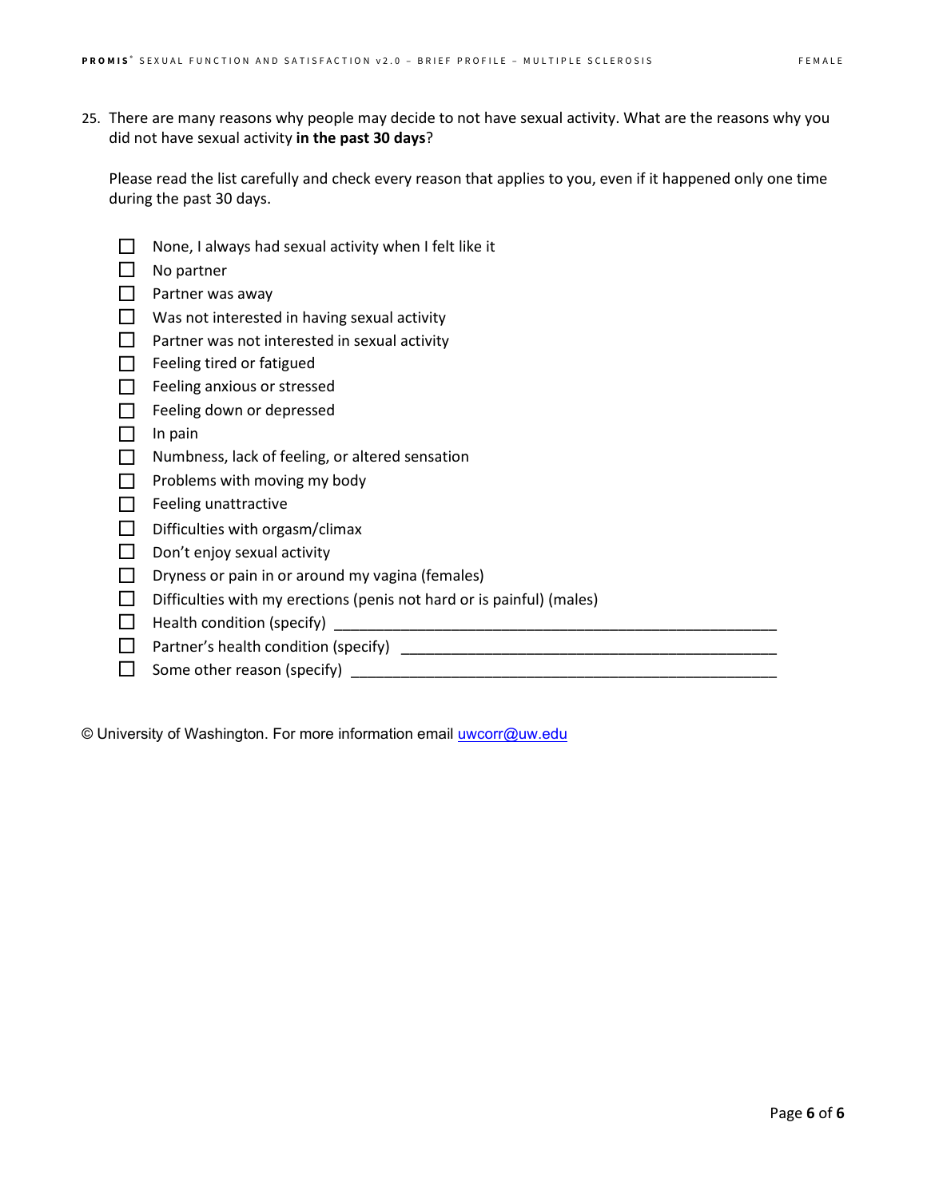25. There are many reasons why people may decide to not have sexual activity. What are the reasons why you did not have sexual activity **in the past 30 days**?

    Please read the list carefully and check every reason that applies to you, even if it happened only one time during the past 30 days.

    - ☐ None, I always had sexual activity when I felt like it
    - ☐ No partner
    - ☐ Partner was away
    - ☐ Was not interested in having sexual activity
    - ☐ Partner was not interested in sexual activity
    - ☐ Feeling tired or fatigued
    - ☐ Feeling anxious or stressed
    - ☐ Feeling down or depressed
    - ☐ In pain
    - ☐ Numbness, lack of feeling, or altered sensation
    - ☐ Problems with moving my body
    - ☐ Feeling unattractive
    - ☐ Difficulties with orgasm/climax
    - ☐ Don't enjoy sexual activity
    - ☐ Dryness or pain in or around my vagina (females)
    - ☐ Difficulties with my erections (penis not hard or is painful) (males)
    - ☐ Health condition (specify) ______________________________________________________
    - ☐ Partner's health condition (specify) ______________________________________________
    - ☐ Some other reason (specify) ____________________________________________________

© University of Washington. For more information email uwcorr@uw.edu